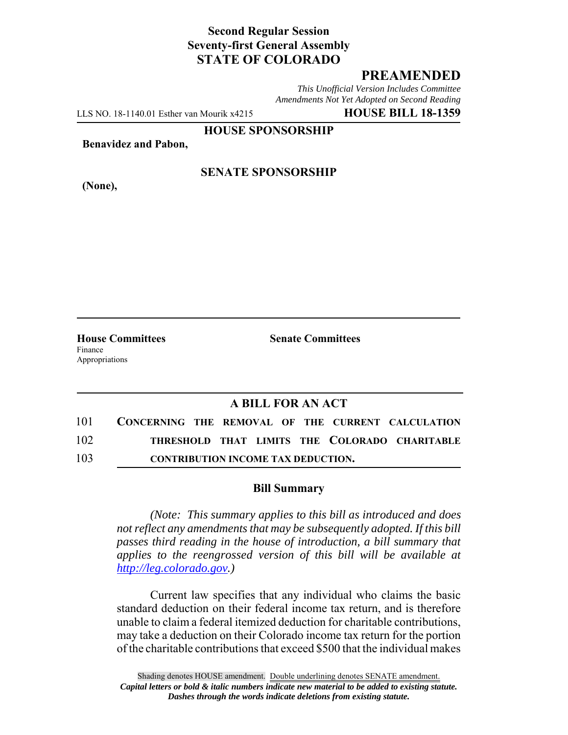**Second Regular Session**
**Seventy-first General Assembly**
**STATE OF COLORADO**

# PREAMENDED

*This Unofficial Version Includes Committee Amendments Not Yet Adopted on Second Reading*

LLS NO. 18-1140.01 Esther van Mourik x4215 **HOUSE BILL 18-1359**

**HOUSE SPONSORSHIP**

**Benavidez and Pabon,**

**SENATE SPONSORSHIP**

**(None),**

**House Committees**
Finance
Appropriations

**Senate Committees**

## A BILL FOR AN ACT

101 **CONCERNING THE REMOVAL OF THE CURRENT CALCULATION**
102 **THRESHOLD THAT LIMITS THE COLORADO CHARITABLE**
103 **CONTRIBUTION INCOME TAX DEDUCTION.**

### Bill Summary

*(Note: This summary applies to this bill as introduced and does not reflect any amendments that may be subsequently adopted. If this bill passes third reading in the house of introduction, a bill summary that applies to the reengrossed version of this bill will be available at http://leg.colorado.gov.)*

Current law specifies that any individual who claims the basic standard deduction on their federal income tax return, and is therefore unable to claim a federal itemized deduction for charitable contributions, may take a deduction on their Colorado income tax return for the portion of the charitable contributions that exceed $500 that the individual makes

Shading denotes HOUSE amendment. Double underlining denotes SENATE amendment.
*Capital letters or bold & italic numbers indicate new material to be added to existing statute.*
*Dashes through the words indicate deletions from existing statute.*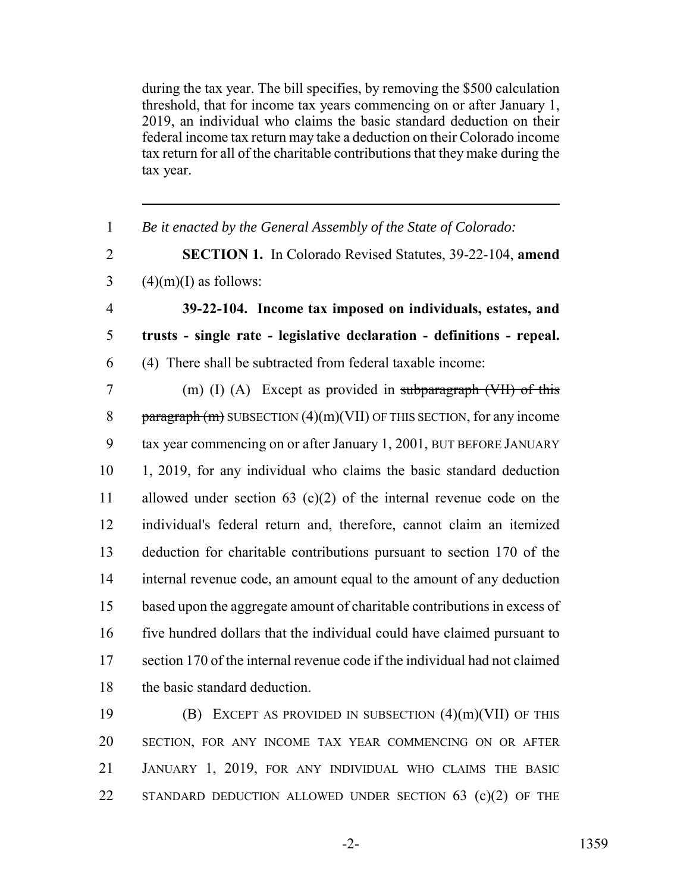during the tax year. The bill specifies, by removing the $500 calculation threshold, that for income tax years commencing on or after January 1, 2019, an individual who claims the basic standard deduction on their federal income tax return may take a deduction on their Colorado income tax return for all of the charitable contributions that they make during the tax year.

---

1 *Be it enacted by the General Assembly of the State of Colorado:*

2 **SECTION 1.** In Colorado Revised Statutes, 39-22-104, **amend**
3 (4)(m)(I) as follows:

4 **39-22-104. Income tax imposed on individuals, estates, and**
5 **trusts - single rate - legislative declaration - definitions - repeal.**
6 (4) There shall be subtracted from federal taxable income:

7 (m) (I) (A) Except as provided in ~~subparagraph (VII) of this~~
8 ~~paragraph (m)~~ SUBSECTION (4)(m)(VII) OF THIS SECTION, for any income
9 tax year commencing on or after January 1, 2001, BUT BEFORE JANUARY
10 1, 2019, for any individual who claims the basic standard deduction
11 allowed under section 63 (c)(2) of the internal revenue code on the
12 individual's federal return and, therefore, cannot claim an itemized
13 deduction for charitable contributions pursuant to section 170 of the
14 internal revenue code, an amount equal to the amount of any deduction
15 based upon the aggregate amount of charitable contributions in excess of
16 five hundred dollars that the individual could have claimed pursuant to
17 section 170 of the internal revenue code if the individual had not claimed
18 the basic standard deduction.

19 (B) EXCEPT AS PROVIDED IN SUBSECTION (4)(m)(VII) OF THIS
20 SECTION, FOR ANY INCOME TAX YEAR COMMENCING ON OR AFTER
21 JANUARY 1, 2019, FOR ANY INDIVIDUAL WHO CLAIMS THE BASIC
22 STANDARD DEDUCTION ALLOWED UNDER SECTION 63 (c)(2) OF THE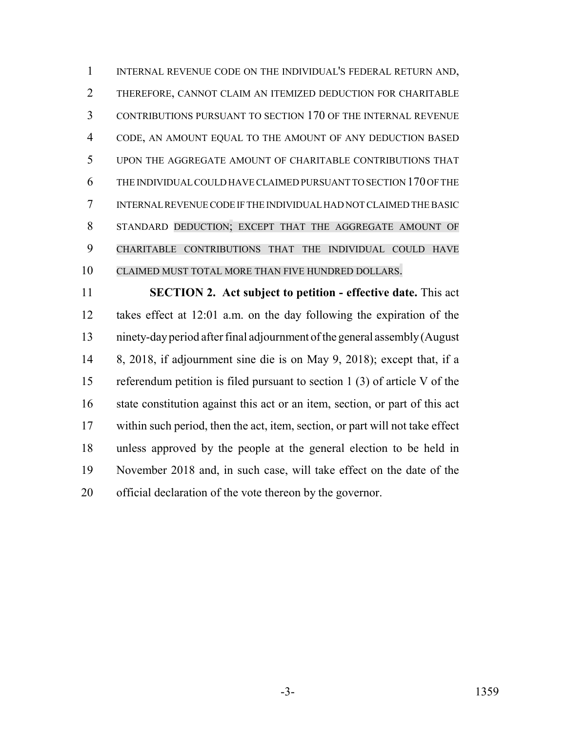INTERNAL REVENUE CODE ON THE INDIVIDUAL'S FEDERAL RETURN AND, THEREFORE, CANNOT CLAIM AN ITEMIZED DEDUCTION FOR CHARITABLE CONTRIBUTIONS PURSUANT TO SECTION 170 OF THE INTERNAL REVENUE CODE, AN AMOUNT EQUAL TO THE AMOUNT OF ANY DEDUCTION BASED UPON THE AGGREGATE AMOUNT OF CHARITABLE CONTRIBUTIONS THAT THE INDIVIDUAL COULD HAVE CLAIMED PURSUANT TO SECTION 170 OF THE INTERNAL REVENUE CODE IF THE INDIVIDUAL HAD NOT CLAIMED THE BASIC STANDARD DEDUCTION; EXCEPT THAT THE AGGREGATE AMOUNT OF CHARITABLE CONTRIBUTIONS THAT THE INDIVIDUAL COULD HAVE CLAIMED MUST TOTAL MORE THAN FIVE HUNDRED DOLLARS.

**SECTION 2. Act subject to petition - effective date.** This act takes effect at 12:01 a.m. on the day following the expiration of the ninety-day period after final adjournment of the general assembly (August 8, 2018, if adjournment sine die is on May 9, 2018); except that, if a referendum petition is filed pursuant to section 1 (3) of article V of the state constitution against this act or an item, section, or part of this act within such period, then the act, item, section, or part will not take effect unless approved by the people at the general election to be held in November 2018 and, in such case, will take effect on the date of the official declaration of the vote thereon by the governor.